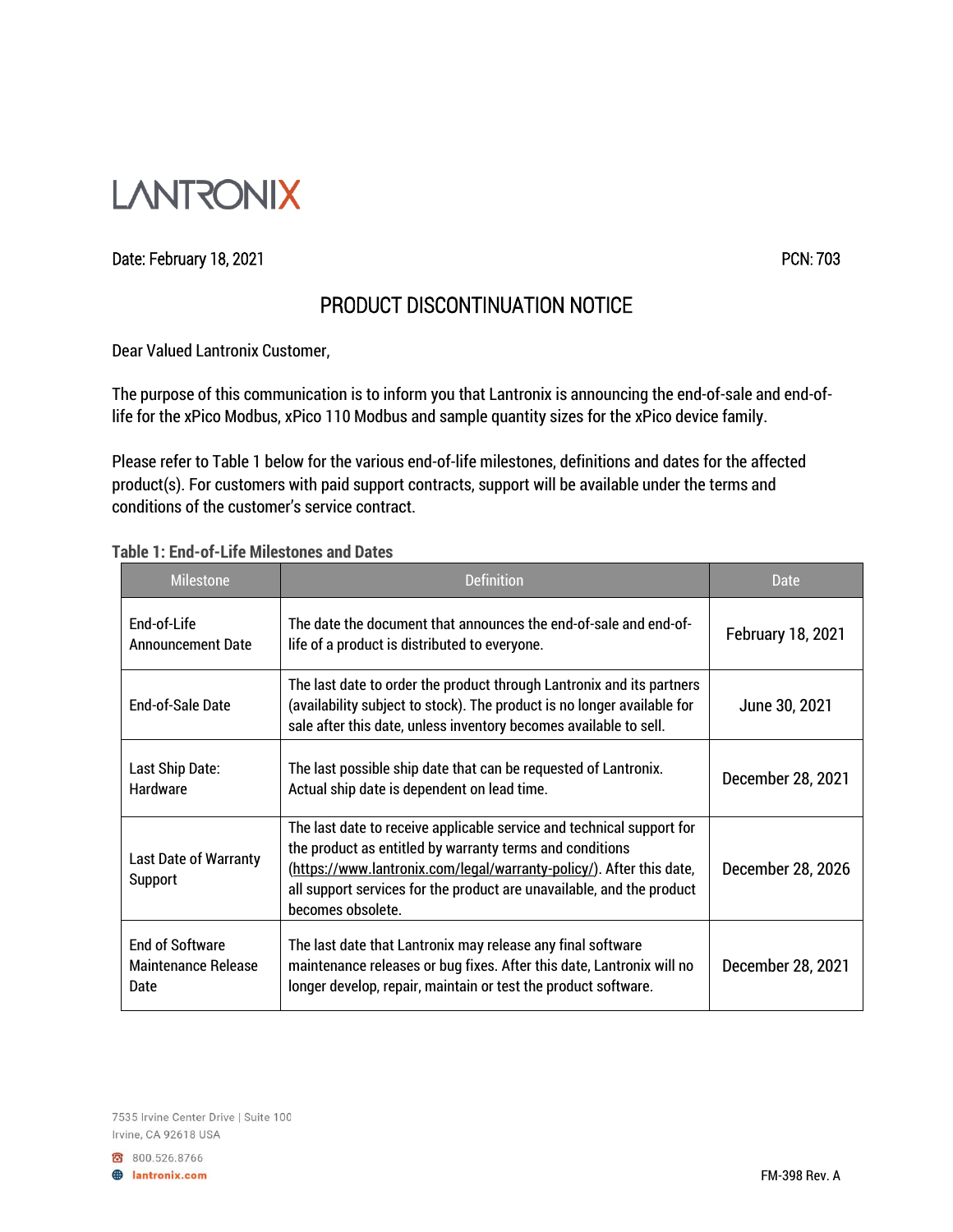LANTRONIX

Date: February 18, 2021 PCN: 703

# PRODUCT DISCONTINUATION NOTICE

Dear Valued Lantronix Customer,

The purpose of this communication is to inform you that Lantronix is announcing the end-of-sale and end-of-life for the xPico Modbus, xPico 110 Modbus and sample quantity sizes for the xPico device family.

Please refer to Table 1 below for the various end-of-life milestones, definitions and dates for the affected product(s). For customers with paid support contracts, support will be available under the terms and conditions of the customer's service contract.

**Table 1: End-of-Life Milestones and Dates**

| Milestone | Definition | Date |
| --- | --- | --- |
| End-of-Life Announcement Date | The date the document that announces the end-of-sale and end-of-life of a product is distributed to everyone. | February 18, 2021 |
| End-of-Sale Date | The last date to order the product through Lantronix and its partners (availability subject to stock). The product is no longer available for sale after this date, unless inventory becomes available to sell. | June 30, 2021 |
| Last Ship Date: Hardware | The last possible ship date that can be requested of Lantronix. Actual ship date is dependent on lead time. | December 28, 2021 |
| Last Date of Warranty Support | The last date to receive applicable service and technical support for the product as entitled by warranty terms and conditions (https://www.lantronix.com/legal/warranty-policy/). After this date, all support services for the product are unavailable, and the product becomes obsolete. | December 28, 2026 |
| End of Software Maintenance Release Date | The last date that Lantronix may release any final software maintenance releases or bug fixes. After this date, Lantronix will no longer develop, repair, maintain or test the product software. | December 28, 2021 |

7535 Irvine Center Drive | Suite 100
Irvine, CA 92618 USA

800.526.8766
lantronix.com

FM-398 Rev. A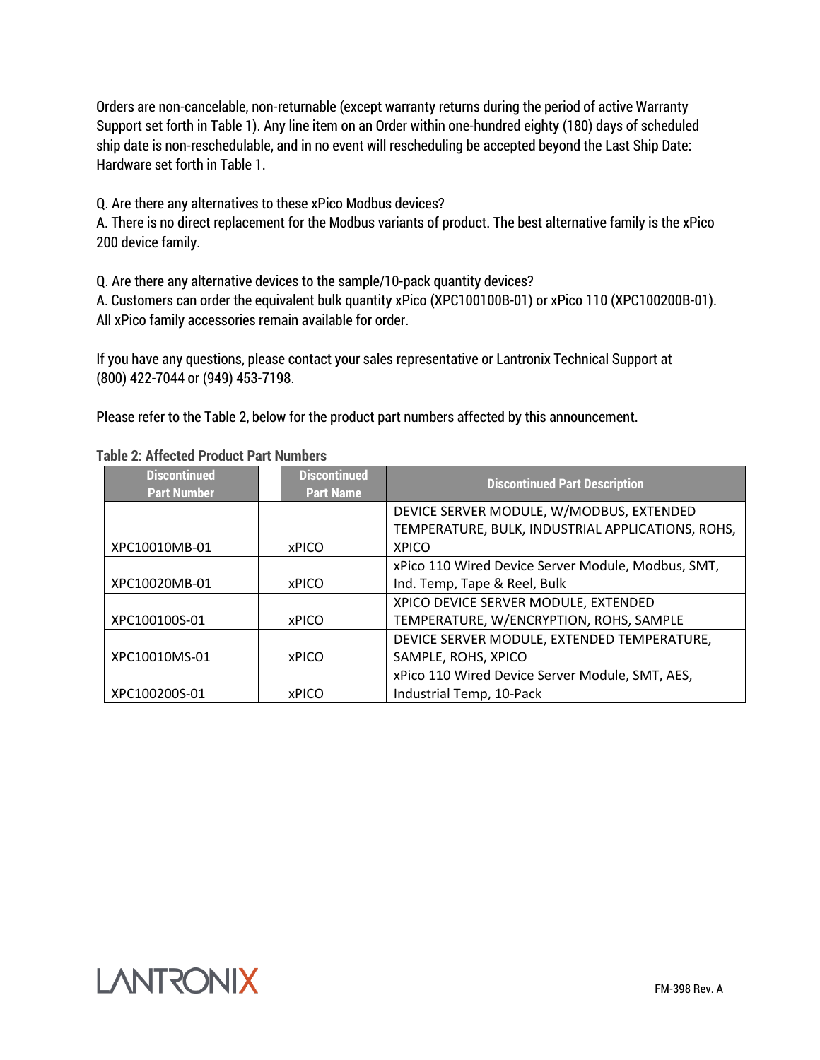Orders are non-cancelable, non-returnable (except warranty returns during the period of active Warranty Support set forth in Table 1). Any line item on an Order within one-hundred eighty (180) days of scheduled ship date is non-reschedulable, and in no event will rescheduling be accepted beyond the Last Ship Date: Hardware set forth in Table 1.

Q. Are there any alternatives to these xPico Modbus devices?
A. There is no direct replacement for the Modbus variants of product. The best alternative family is the xPico 200 device family.

Q. Are there any alternative devices to the sample/10-pack quantity devices?
A. Customers can order the equivalent bulk quantity xPico (XPC100100B-01) or xPico 110 (XPC100200B-01). All xPico family accessories remain available for order.

If you have any questions, please contact your sales representative or Lantronix Technical Support at (800) 422-7044 or (949) 453-7198.

Please refer to the Table 2, below for the product part numbers affected by this announcement.

**Table 2: Affected Product Part Numbers**

| Discontinued Part Number | | Discontinued Part Name | Discontinued Part Description |
|---|---|---|---|
| XPC10010MB-01 | | xPICO | DEVICE SERVER MODULE, W/MODBUS, EXTENDED TEMPERATURE, BULK, INDUSTRIAL APPLICATIONS, ROHS, XPICO |
| XPC10020MB-01 | | xPICO | xPico 110 Wired Device Server Module, Modbus, SMT, Ind. Temp, Tape & Reel, Bulk |
| XPC100100S-01 | | xPICO | XPICO DEVICE SERVER MODULE, EXTENDED TEMPERATURE, W/ENCRYPTION, ROHS, SAMPLE |
| XPC10010MS-01 | | xPICO | DEVICE SERVER MODULE, EXTENDED TEMPERATURE, SAMPLE, ROHS, XPICO |
| XPC100200S-01 | | xPICO | xPico 110 Wired Device Server Module, SMT, AES, Industrial Temp, 10-Pack |